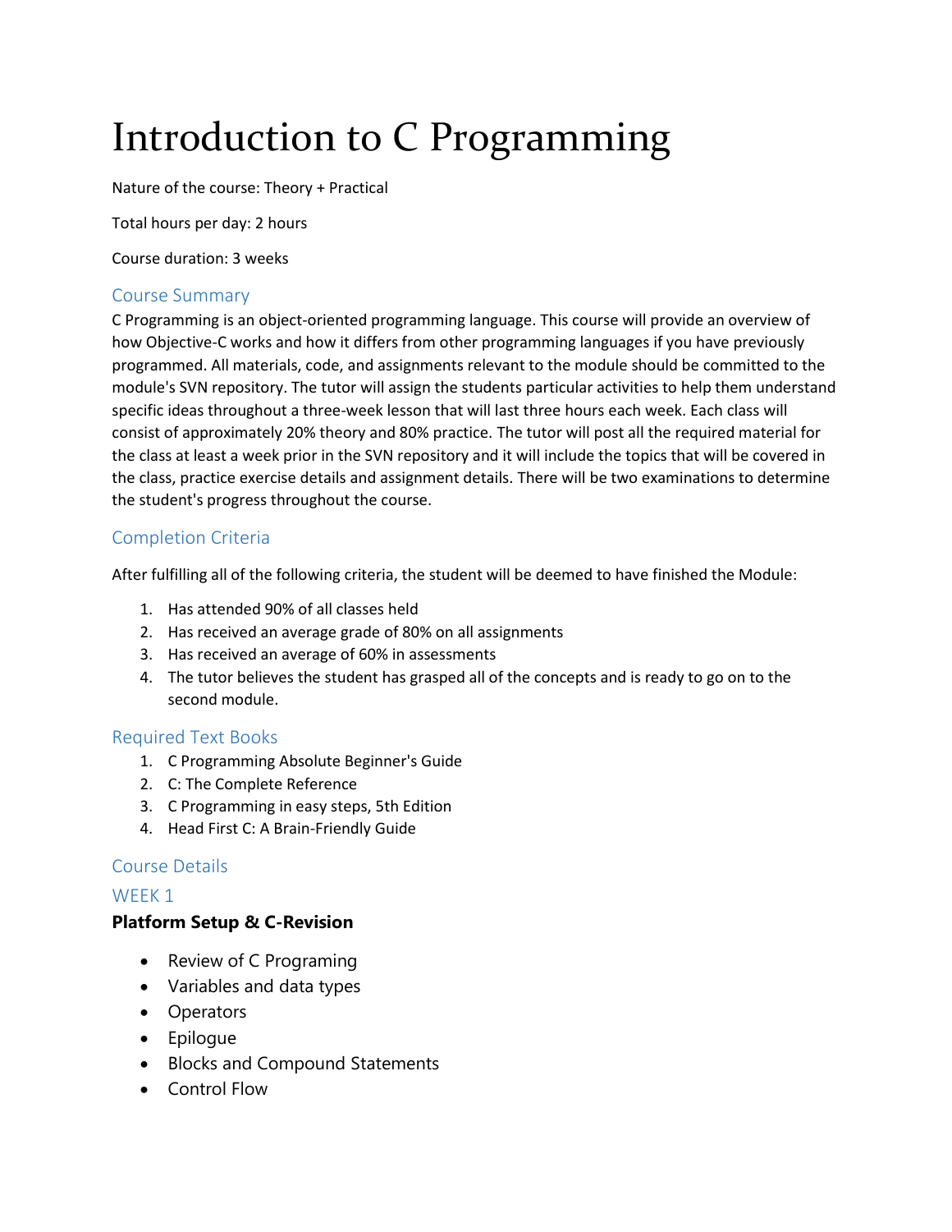# Introduction to C Programming

Nature of the course: Theory + Practical

Total hours per day: 2 hours

Course duration: 3 weeks

## Course Summary

C Programming is an object-oriented programming language. This course will provide an overview of how Objective-C works and how it differs from other programming languages if you have previously programmed. All materials, code, and assignments relevant to the module should be committed to the module's SVN repository. The tutor will assign the students particular activities to help them understand specific ideas throughout a three-week lesson that will last three hours each week. Each class will consist of approximately 20% theory and 80% practice. The tutor will post all the required material for the class at least a week prior in the SVN repository and it will include the topics that will be covered in the class, practice exercise details and assignment details. There will be two examinations to determine the student's progress throughout the course.

## Completion Criteria

After fulfilling all of the following criteria, the student will be deemed to have finished the Module:

1. Has attended 90% of all classes held
2. Has received an average grade of 80% on all assignments
3. Has received an average of 60% in assessments
4. The tutor believes the student has grasped all of the concepts and is ready to go on to the second module.

## Required Text Books

1. C Programming Absolute Beginner's Guide
2. C: The Complete Reference
3. C Programming in easy steps, 5th Edition
4. Head First C: A Brain-Friendly Guide

## Course Details

### WEEK 1

**Platform Setup & C-Revision**

- Review of C Programing
- Variables and data types
- Operators
- Epilogue
- Blocks and Compound Statements
- Control Flow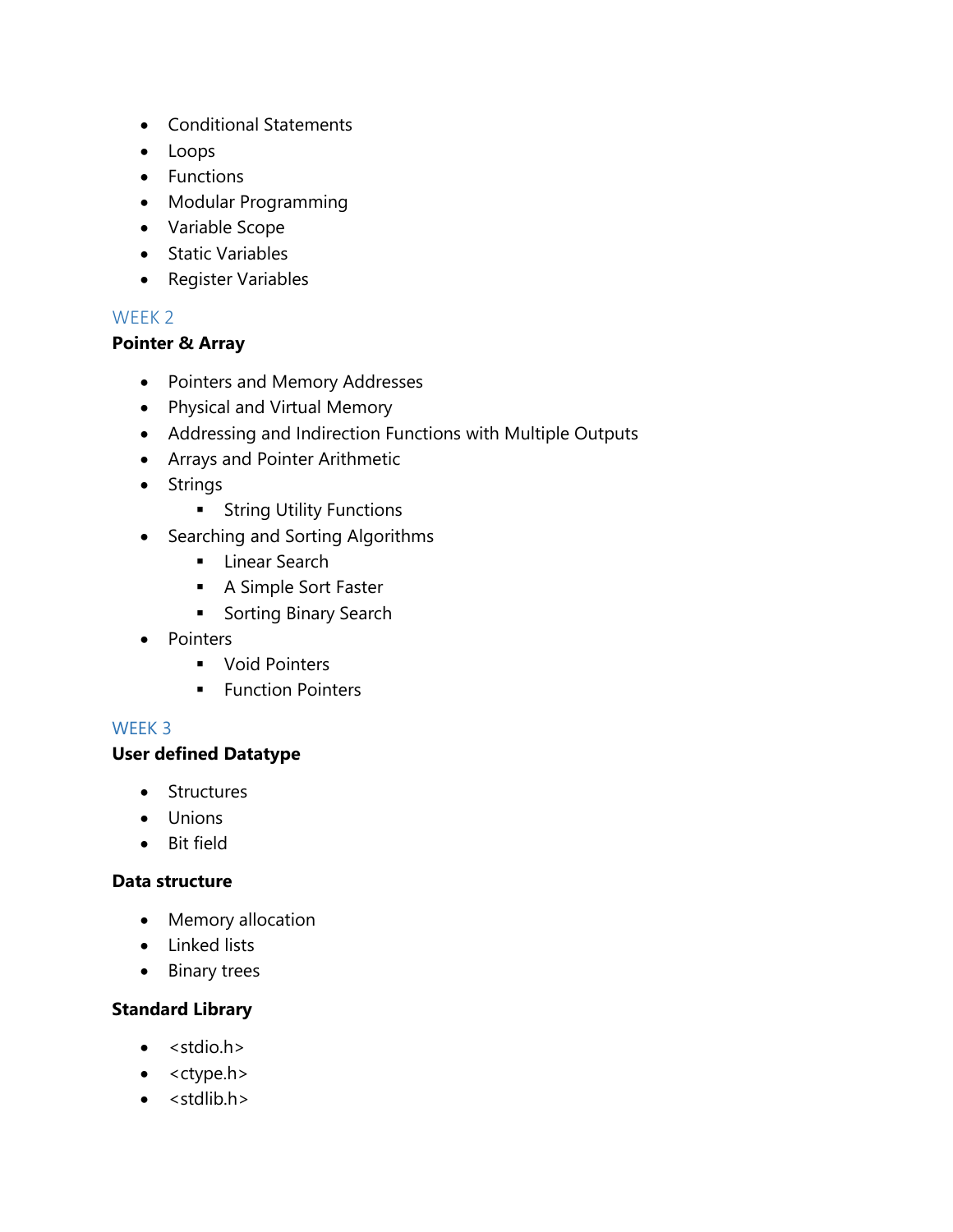- Conditional Statements
- Loops
- Functions
- Modular Programming
- Variable Scope
- Static Variables
- Register Variables

## WEEK 2

**Pointer & Array**

- Pointers and Memory Addresses
- Physical and Virtual Memory
- Addressing and Indirection Functions with Multiple Outputs
- Arrays and Pointer Arithmetic
- Strings
    - String Utility Functions
- Searching and Sorting Algorithms
    - Linear Search
    - A Simple Sort Faster
    - Sorting Binary Search
- Pointers
    - Void Pointers
    - Function Pointers

## WEEK 3

**User defined Datatype**

- Structures
- Unions
- Bit field

**Data structure**

- Memory allocation
- Linked lists
- Binary trees

**Standard Library**

- <stdio.h>
- <ctype.h>
- <stdlib.h>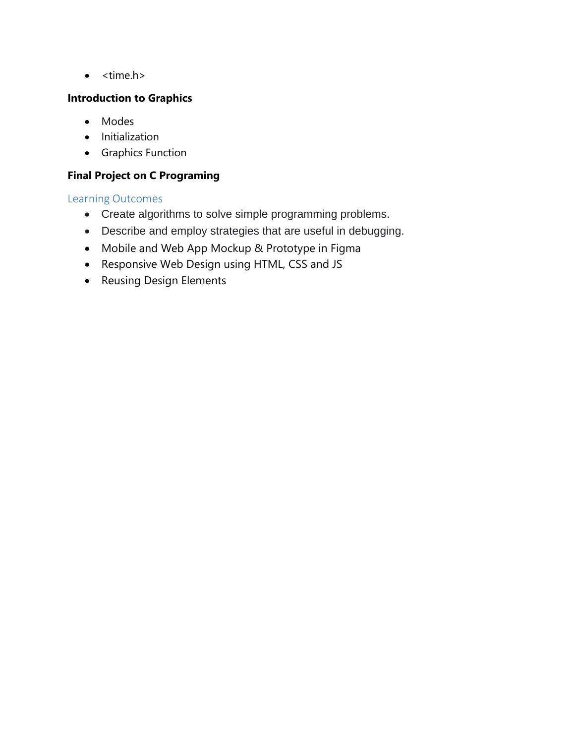- <time.h>

**Introduction to Graphics**

- Modes
- Initialization
- Graphics Function

**Final Project on C Programing**

## Learning Outcomes

- Create algorithms to solve simple programming problems.
- Describe and employ strategies that are useful in debugging.
- Mobile and Web App Mockup & Prototype in Figma
- Responsive Web Design using HTML, CSS and JS
- Reusing Design Elements